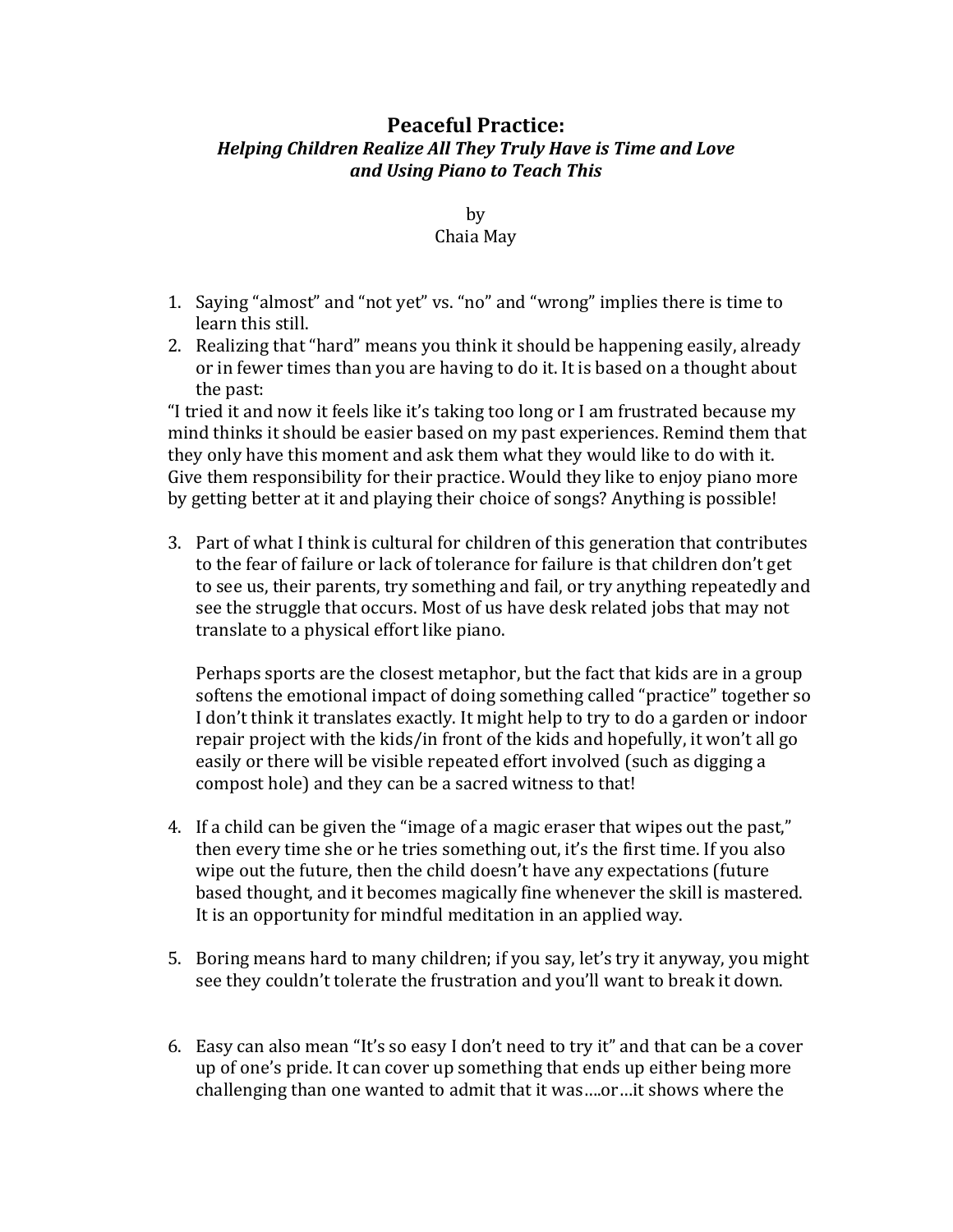# Peaceful Practice:

## *Helping Children Realize All They Truly Have is Time and Love and Using Piano to Teach This*

by
Chaia May

1. Saying "almost" and "not yet" vs. "no" and "wrong" implies there is time to learn this still.
2. Realizing that "hard" means you think it should be happening easily, already or in fewer times than you are having to do it. It is based on a thought about the past:

"I tried it and now it feels like it's taking too long or I am frustrated because my mind thinks it should be easier based on my past experiences. Remind them that they only have this moment and ask them what they would like to do with it. Give them responsibility for their practice. Would they like to enjoy piano more by getting better at it and playing their choice of songs? Anything is possible!

3. Part of what I think is cultural for children of this generation that contributes to the fear of failure or lack of tolerance for failure is that children don't get to see us, their parents, try something and fail, or try anything repeatedly and see the struggle that occurs. Most of us have desk related jobs that may not translate to a physical effort like piano.

   Perhaps sports are the closest metaphor, but the fact that kids are in a group softens the emotional impact of doing something called "practice" together so I don't think it translates exactly. It might help to try to do a garden or indoor repair project with the kids/in front of the kids and hopefully, it won't all go easily or there will be visible repeated effort involved (such as digging a compost hole) and they can be a sacred witness to that!

4. If a child can be given the "image of a magic eraser that wipes out the past," then every time she or he tries something out, it's the first time. If you also wipe out the future, then the child doesn't have any expectations (future based thought, and it becomes magically fine whenever the skill is mastered. It is an opportunity for mindful meditation in an applied way.

5. Boring means hard to many children; if you say, let's try it anyway, you might see they couldn't tolerate the frustration and you'll want to break it down.

6. Easy can also mean "It's so easy I don't need to try it" and that can be a cover up of one's pride. It can cover up something that ends up either being more challenging than one wanted to admit that it was….or…it shows where the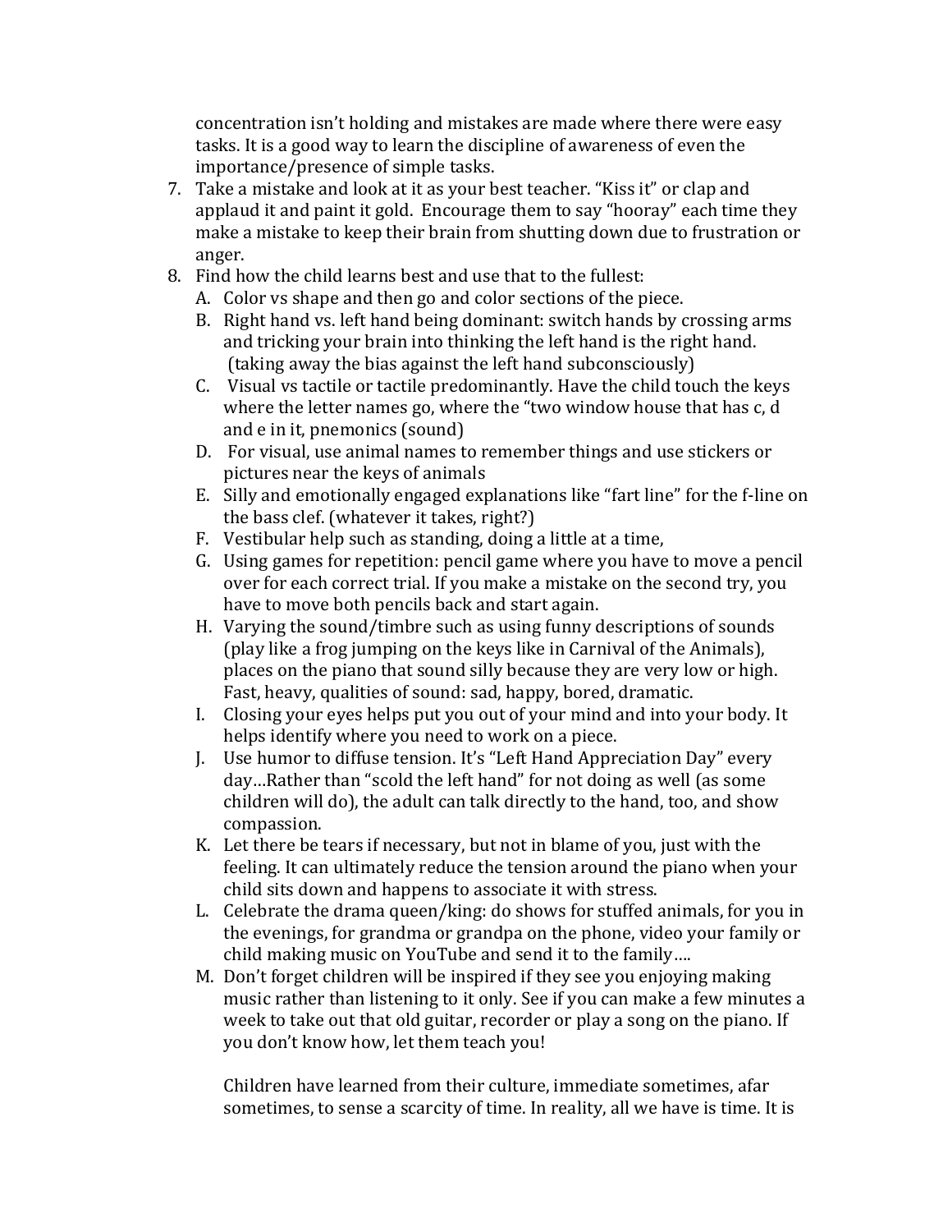concentration isn't holding and mistakes are made where there were easy tasks. It is a good way to learn the discipline of awareness of even the importance/presence of simple tasks.

7. Take a mistake and look at it as your best teacher. "Kiss it" or clap and applaud it and paint it gold. Encourage them to say "hooray" each time they make a mistake to keep their brain from shutting down due to frustration or anger.
8. Find how the child learns best and use that to the fullest:
   A. Color vs shape and then go and color sections of the piece.
   B. Right hand vs. left hand being dominant: switch hands by crossing arms and tricking your brain into thinking the left hand is the right hand. (taking away the bias against the left hand subconsciously)
   C. Visual vs tactile or tactile predominantly. Have the child touch the keys where the letter names go, where the "two window house that has c, d and e in it, pnemonics (sound)
   D. For visual, use animal names to remember things and use stickers or pictures near the keys of animals
   E. Silly and emotionally engaged explanations like "fart line" for the f-line on the bass clef. (whatever it takes, right?)
   F. Vestibular help such as standing, doing a little at a time,
   G. Using games for repetition: pencil game where you have to move a pencil over for each correct trial. If you make a mistake on the second try, you have to move both pencils back and start again.
   H. Varying the sound/timbre such as using funny descriptions of sounds (play like a frog jumping on the keys like in Carnival of the Animals), places on the piano that sound silly because they are very low or high. Fast, heavy, qualities of sound: sad, happy, bored, dramatic.
   I. Closing your eyes helps put you out of your mind and into your body. It helps identify where you need to work on a piece.
   J. Use humor to diffuse tension. It's "Left Hand Appreciation Day" every day…Rather than "scold the left hand" for not doing as well (as some children will do), the adult can talk directly to the hand, too, and show compassion.
   K. Let there be tears if necessary, but not in blame of you, just with the feeling. It can ultimately reduce the tension around the piano when your child sits down and happens to associate it with stress.
   L. Celebrate the drama queen/king: do shows for stuffed animals, for you in the evenings, for grandma or grandpa on the phone, video your family or child making music on YouTube and send it to the family….
   M. Don't forget children will be inspired if they see you enjoying making music rather than listening to it only. See if you can make a few minutes a week to take out that old guitar, recorder or play a song on the piano. If you don't know how, let them teach you!

   Children have learned from their culture, immediate sometimes, afar sometimes, to sense a scarcity of time. In reality, all we have is time. It is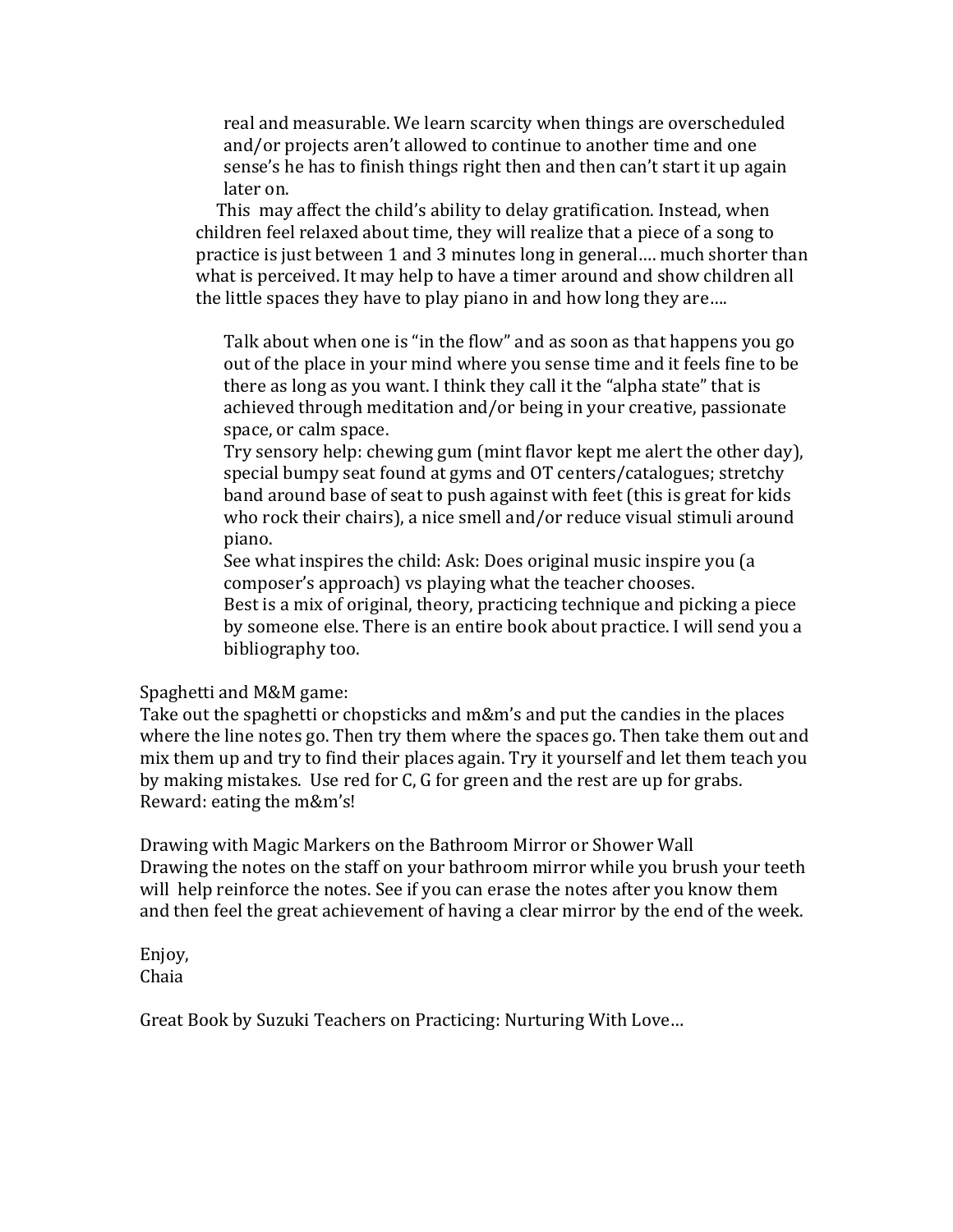real and measurable. We learn scarcity when things are overscheduled and/or projects aren't allowed to continue to another time and one sense's he has to finish things right then and then can't start it up again later on.

This may affect the child's ability to delay gratification. Instead, when children feel relaxed about time, they will realize that a piece of a song to practice is just between 1 and 3 minutes long in general…. much shorter than what is perceived. It may help to have a timer around and show children all the little spaces they have to play piano in and how long they are….

Talk about when one is "in the flow" and as soon as that happens you go out of the place in your mind where you sense time and it feels fine to be there as long as you want. I think they call it the "alpha state" that is achieved through meditation and/or being in your creative, passionate space, or calm space.

Try sensory help: chewing gum (mint flavor kept me alert the other day), special bumpy seat found at gyms and OT centers/catalogues; stretchy band around base of seat to push against with feet (this is great for kids who rock their chairs), a nice smell and/or reduce visual stimuli around piano.

See what inspires the child: Ask: Does original music inspire you (a composer's approach) vs playing what the teacher chooses.

Best is a mix of original, theory, practicing technique and picking a piece by someone else. There is an entire book about practice. I will send you a bibliography too.

Spaghetti and M&M game:
Take out the spaghetti or chopsticks and m&m's and put the candies in the places where the line notes go. Then try them where the spaces go. Then take them out and mix them up and try to find their places again. Try it yourself and let them teach you by making mistakes. Use red for C, G for green and the rest are up for grabs. Reward: eating the m&m's!

Drawing with Magic Markers on the Bathroom Mirror or Shower Wall
Drawing the notes on the staff on your bathroom mirror while you brush your teeth will help reinforce the notes. See if you can erase the notes after you know them and then feel the great achievement of having a clear mirror by the end of the week.

Enjoy,
Chaia

Great Book by Suzuki Teachers on Practicing: Nurturing With Love…